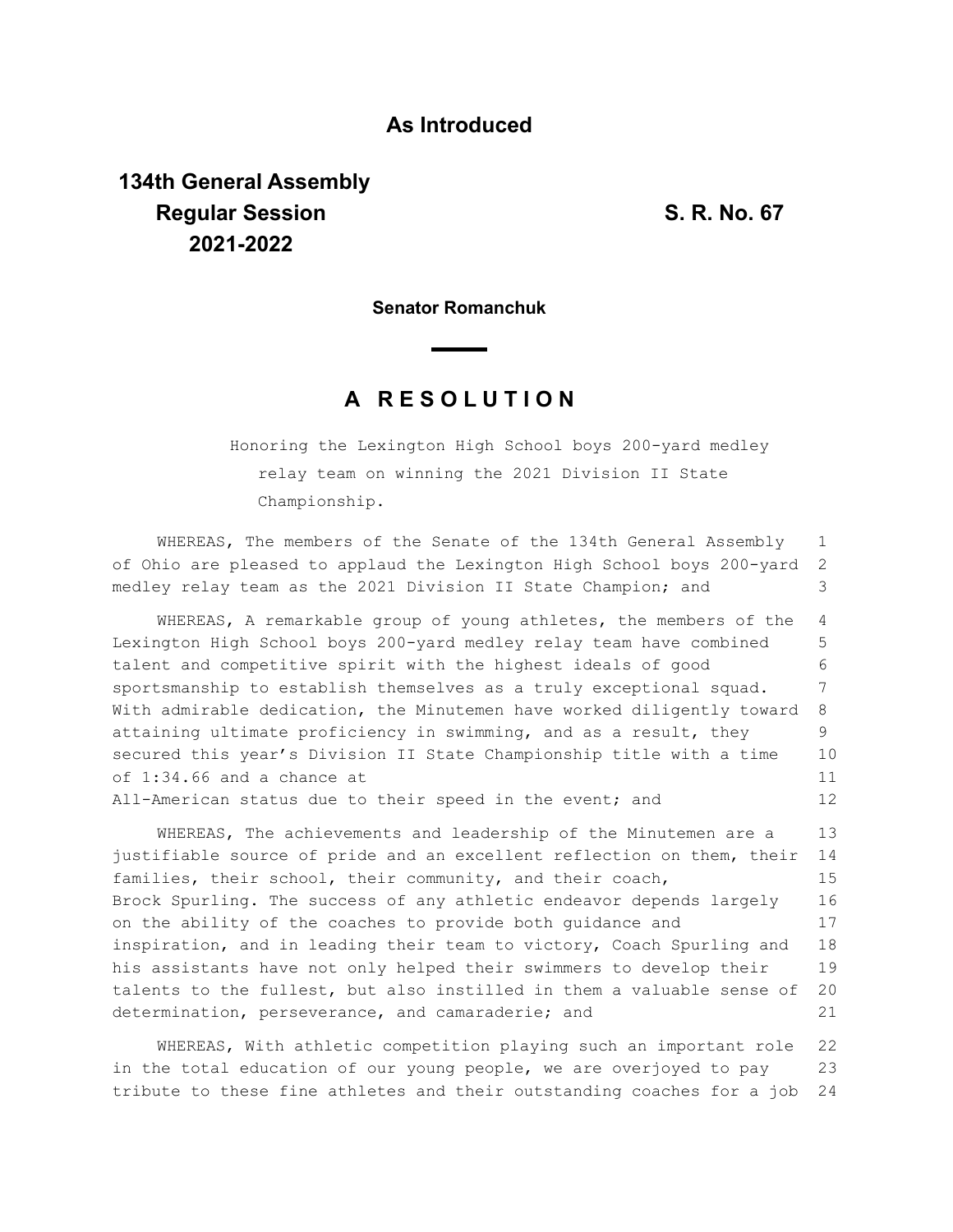## As Introduced

**134th General Assembly**
**Regular Session** **S. R. No. 67**
**2021-2022**

**Senator Romanchuk**

# A RESOLUTION

Honoring the Lexington High School boys 200-yard medley relay team on winning the 2021 Division II State Championship.

WHEREAS, The members of the Senate of the 134th General Assembly of Ohio are pleased to applaud the Lexington High School boys 200-yard medley relay team as the 2021 Division II State Champion; and

WHEREAS, A remarkable group of young athletes, the members of the Lexington High School boys 200-yard medley relay team have combined talent and competitive spirit with the highest ideals of good sportsmanship to establish themselves as a truly exceptional squad. With admirable dedication, the Minutemen have worked diligently toward attaining ultimate proficiency in swimming, and as a result, they secured this year's Division II State Championship title with a time of 1:34.66 and a chance at All-American status due to their speed in the event; and

WHEREAS, The achievements and leadership of the Minutemen are a justifiable source of pride and an excellent reflection on them, their families, their school, their community, and their coach, Brock Spurling. The success of any athletic endeavor depends largely on the ability of the coaches to provide both guidance and inspiration, and in leading their team to victory, Coach Spurling and his assistants have not only helped their swimmers to develop their talents to the fullest, but also instilled in them a valuable sense of determination, perseverance, and camaraderie; and

WHEREAS, With athletic competition playing such an important role in the total education of our young people, we are overjoyed to pay tribute to these fine athletes and their outstanding coaches for a job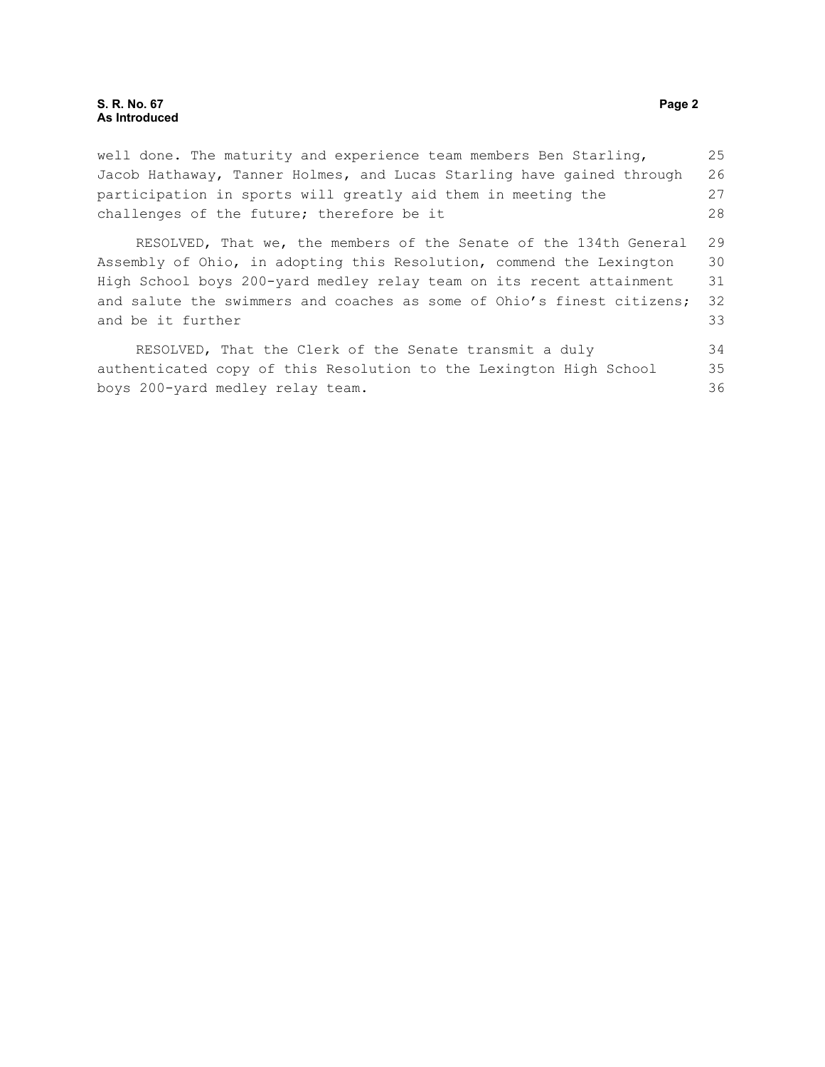well done. The maturity and experience team members Ben Starling, Jacob Hathaway, Tanner Holmes, and Lucas Starling have gained through participation in sports will greatly aid them in meeting the challenges of the future; therefore be it

RESOLVED, That we, the members of the Senate of the 134th General Assembly of Ohio, in adopting this Resolution, commend the Lexington High School boys 200-yard medley relay team on its recent attainment and salute the swimmers and coaches as some of Ohio's finest citizens; and be it further

RESOLVED, That the Clerk of the Senate transmit a duly authenticated copy of this Resolution to the Lexington High School boys 200-yard medley relay team.